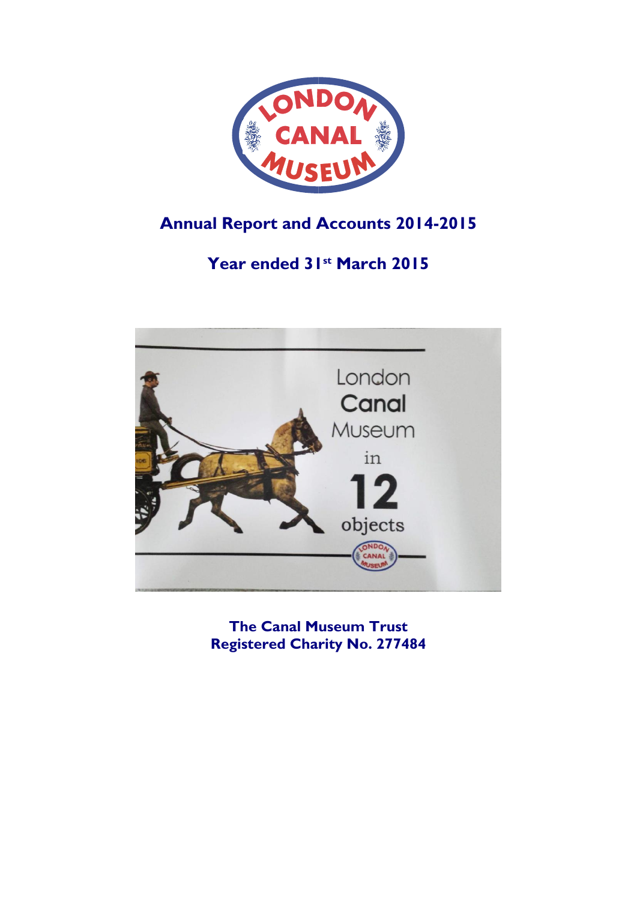# Annual Report and Accounts 2014-2015

## Year ended 31st March 2015

**The Canal Museum Trust**
**Registered Charity No. 277484**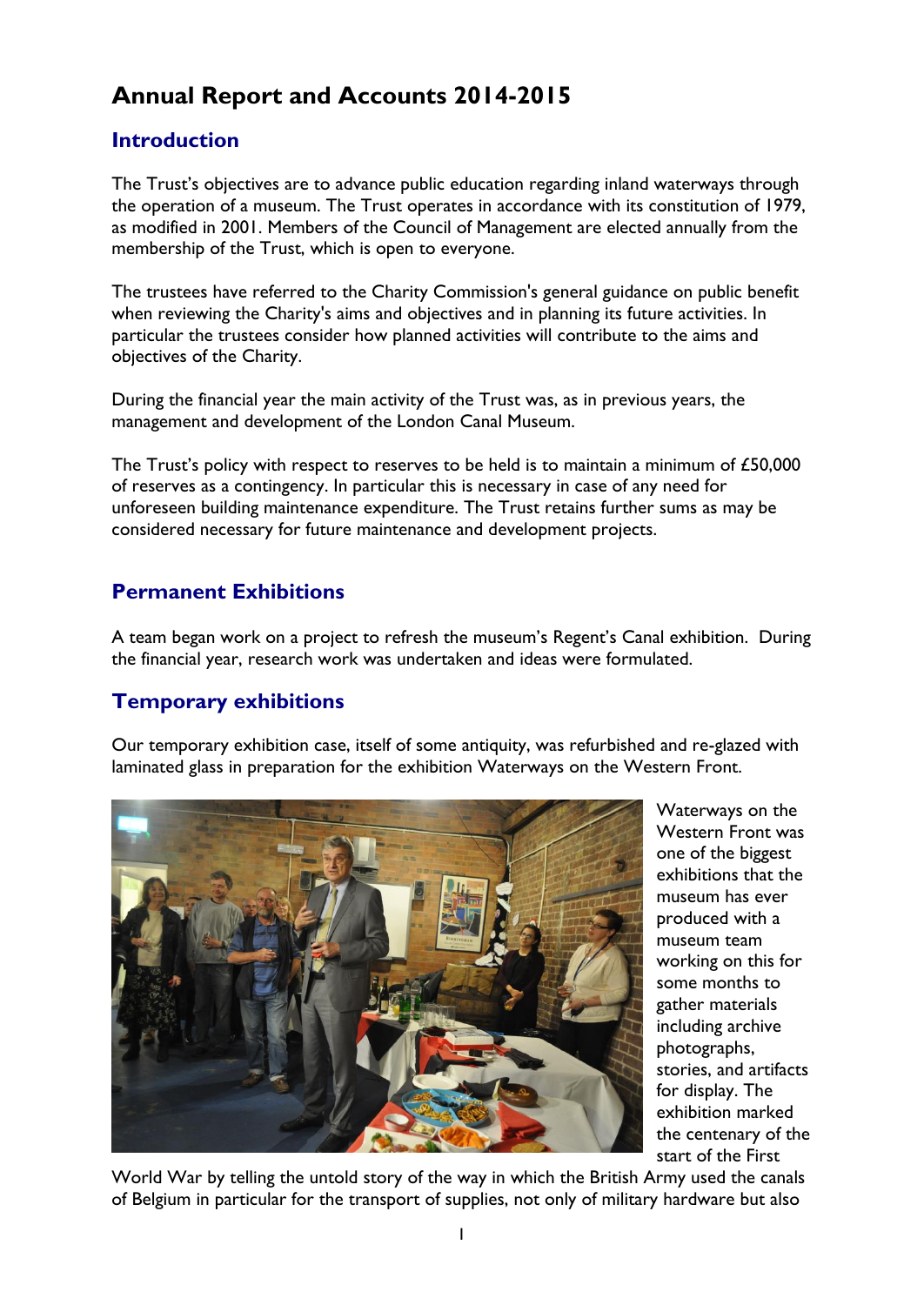# Annual Report and Accounts 2014-2015

## Introduction

The Trust's objectives are to advance public education regarding inland waterways through the operation of a museum. The Trust operates in accordance with its constitution of 1979, as modified in 2001. Members of the Council of Management are elected annually from the membership of the Trust, which is open to everyone.

The trustees have referred to the Charity Commission's general guidance on public benefit when reviewing the Charity's aims and objectives and in planning its future activities. In particular the trustees consider how planned activities will contribute to the aims and objectives of the Charity.

During the financial year the main activity of the Trust was, as in previous years, the management and development of the London Canal Museum.

The Trust's policy with respect to reserves to be held is to maintain a minimum of £50,000 of reserves as a contingency. In particular this is necessary in case of any need for unforeseen building maintenance expenditure. The Trust retains further sums as may be considered necessary for future maintenance and development projects.

## Permanent Exhibitions

A team began work on a project to refresh the museum's Regent's Canal exhibition. During the financial year, research work was undertaken and ideas were formulated.

## Temporary exhibitions

Our temporary exhibition case, itself of some antiquity, was refurbished and re-glazed with laminated glass in preparation for the exhibition Waterways on the Western Front.

Waterways on the Western Front was one of the biggest exhibitions that the museum has ever produced with a museum team working on this for some months to gather materials including archive photographs, stories, and artifacts for display. The exhibition marked the centenary of the start of the First World War by telling the untold story of the way in which the British Army used the canals of Belgium in particular for the transport of supplies, not only of military hardware but also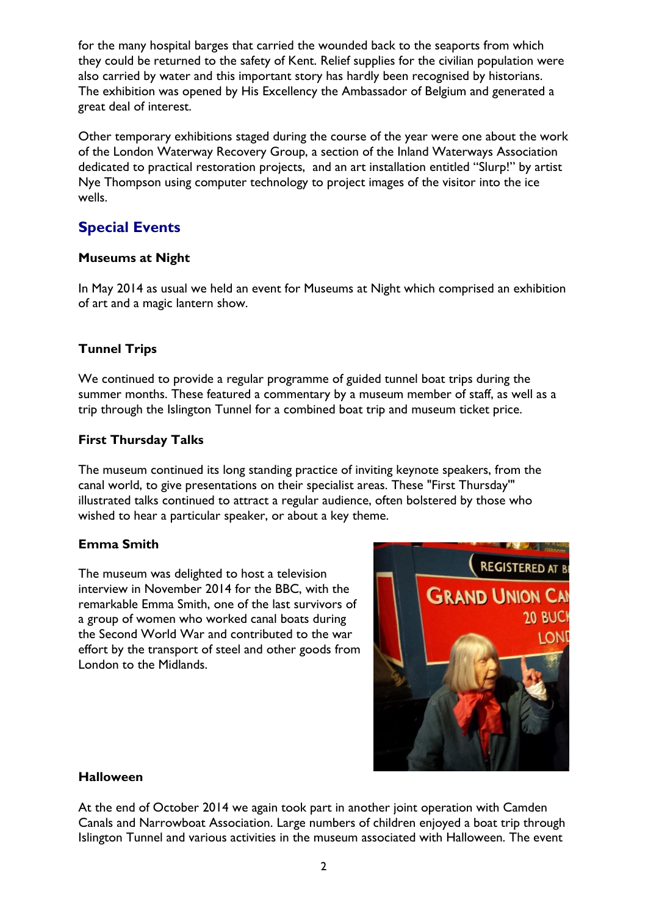for the many hospital barges that carried the wounded back to the seaports from which they could be returned to the safety of Kent. Relief supplies for the civilian population were also carried by water and this important story has hardly been recognised by historians. The exhibition was opened by His Excellency the Ambassador of Belgium and generated a great deal of interest.

Other temporary exhibitions staged during the course of the year were one about the work of the London Waterway Recovery Group, a section of the Inland Waterways Association dedicated to practical restoration projects, and an art installation entitled "Slurp!" by artist Nye Thompson using computer technology to project images of the visitor into the ice wells.

## Special Events

### Museums at Night

In May 2014 as usual we held an event for Museums at Night which comprised an exhibition of art and a magic lantern show.

### Tunnel Trips

We continued to provide a regular programme of guided tunnel boat trips during the summer months. These featured a commentary by a museum member of staff, as well as a trip through the Islington Tunnel for a combined boat trip and museum ticket price.

### First Thursday Talks

The museum continued its long standing practice of inviting keynote speakers, from the canal world, to give presentations on their specialist areas. These "First Thursday'" illustrated talks continued to attract a regular audience, often bolstered by those who wished to hear a particular speaker, or about a key theme.

### Emma Smith

The museum was delighted to host a television interview in November 2014 for the BBC, with the remarkable Emma Smith, one of the last survivors of a group of women who worked canal boats during the Second World War and contributed to the war effort by the transport of steel and other goods from London to the Midlands.

### Halloween

At the end of October 2014 we again took part in another joint operation with Camden Canals and Narrowboat Association. Large numbers of children enjoyed a boat trip through Islington Tunnel and various activities in the museum associated with Halloween. The event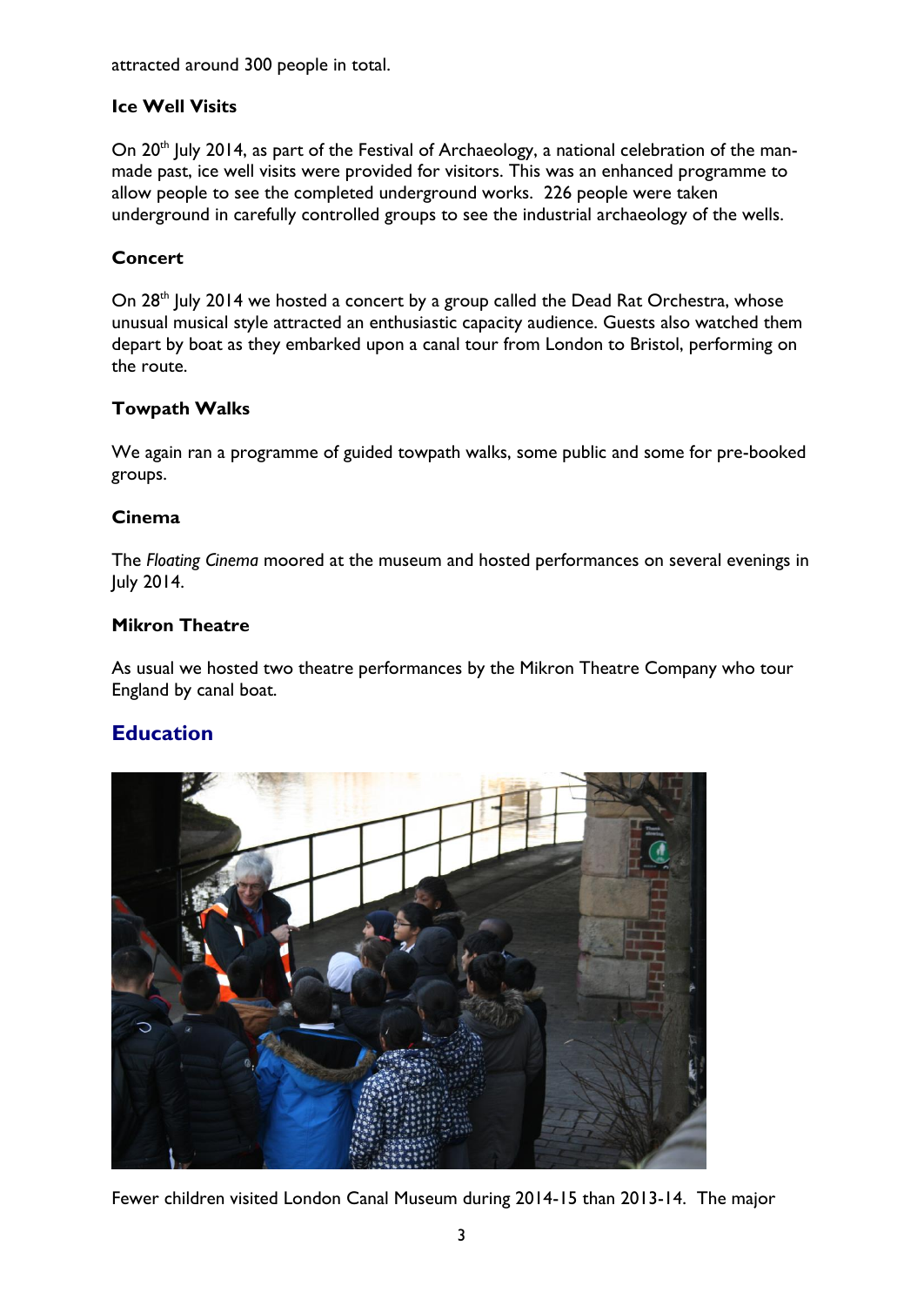attracted around 300 people in total.

### Ice Well Visits

On 20th July 2014, as part of the Festival of Archaeology, a national celebration of the man-made past, ice well visits were provided for visitors. This was an enhanced programme to allow people to see the completed underground works. 226 people were taken underground in carefully controlled groups to see the industrial archaeology of the wells.

### Concert

On 28th July 2014 we hosted a concert by a group called the Dead Rat Orchestra, whose unusual musical style attracted an enthusiastic capacity audience. Guests also watched them depart by boat as they embarked upon a canal tour from London to Bristol, performing on the route.

### Towpath Walks

We again ran a programme of guided towpath walks, some public and some for pre-booked groups.

### Cinema

The *Floating Cinema* moored at the museum and hosted performances on several evenings in July 2014.

### Mikron Theatre

As usual we hosted two theatre performances by the Mikron Theatre Company who tour England by canal boat.

## Education

Fewer children visited London Canal Museum during 2014-15 than 2013-14. The major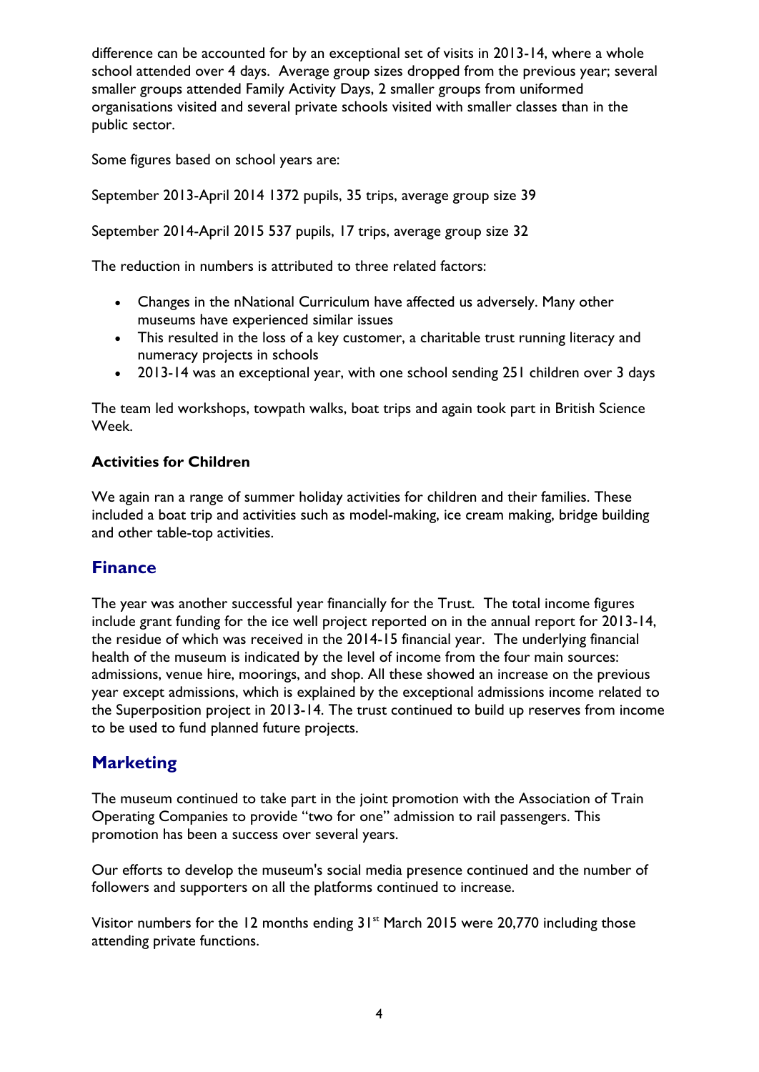difference can be accounted for by an exceptional set of visits in 2013-14, where a whole school attended over 4 days. Average group sizes dropped from the previous year; several smaller groups attended Family Activity Days, 2 smaller groups from uniformed organisations visited and several private schools visited with smaller classes than in the public sector.

Some figures based on school years are:

September 2013-April 2014 1372 pupils, 35 trips, average group size 39

September 2014-April 2015 537 pupils, 17 trips, average group size 32

The reduction in numbers is attributed to three related factors:

- Changes in the nNational Curriculum have affected us adversely. Many other museums have experienced similar issues
- This resulted in the loss of a key customer, a charitable trust running literacy and numeracy projects in schools
- 2013-14 was an exceptional year, with one school sending 251 children over 3 days

The team led workshops, towpath walks, boat trips and again took part in British Science Week.

**Activities for Children**

We again ran a range of summer holiday activities for children and their families. These included a boat trip and activities such as model-making, ice cream making, bridge building and other table-top activities.

## Finance

The year was another successful year financially for the Trust. The total income figures include grant funding for the ice well project reported on in the annual report for 2013-14, the residue of which was received in the 2014-15 financial year. The underlying financial health of the museum is indicated by the level of income from the four main sources: admissions, venue hire, moorings, and shop. All these showed an increase on the previous year except admissions, which is explained by the exceptional admissions income related to the Superposition project in 2013-14. The trust continued to build up reserves from income to be used to fund planned future projects.

## Marketing

The museum continued to take part in the joint promotion with the Association of Train Operating Companies to provide "two for one" admission to rail passengers. This promotion has been a success over several years.

Our efforts to develop the museum's social media presence continued and the number of followers and supporters on all the platforms continued to increase.

Visitor numbers for the 12 months ending 31st March 2015 were 20,770 including those attending private functions.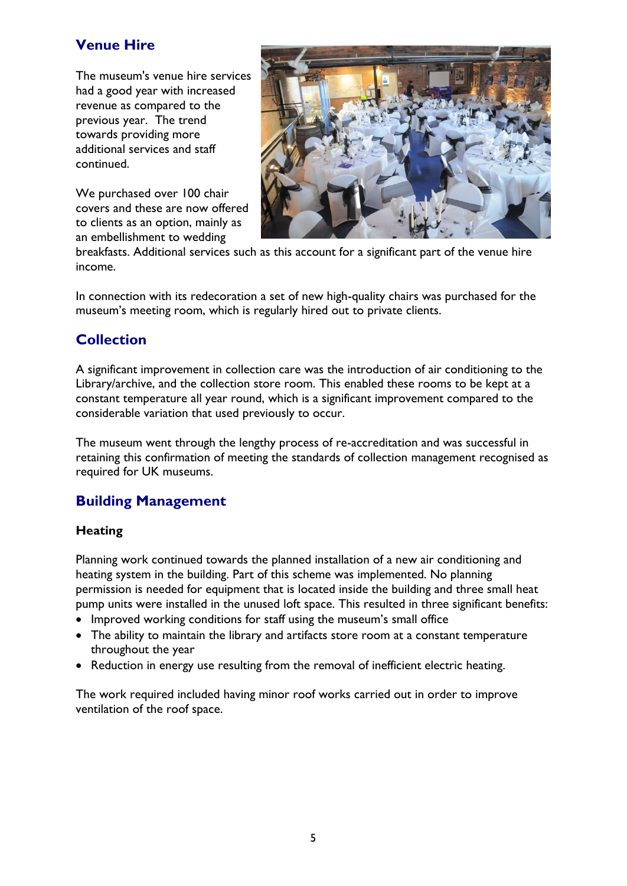## Venue Hire

The museum's venue hire services had a good year with increased revenue as compared to the previous year. The trend towards providing more additional services and staff continued.

We purchased over 100 chair covers and these are now offered to clients as an option, mainly as an embellishment to wedding breakfasts. Additional services such as this account for a significant part of the venue hire income.

In connection with its redecoration a set of new high-quality chairs was purchased for the museum's meeting room, which is regularly hired out to private clients.

## Collection

A significant improvement in collection care was the introduction of air conditioning to the Library/archive, and the collection store room. This enabled these rooms to be kept at a constant temperature all year round, which is a significant improvement compared to the considerable variation that used previously to occur.

The museum went through the lengthy process of re-accreditation and was successful in retaining this confirmation of meeting the standards of collection management recognised as required for UK museums.

## Building Management

### Heating

Planning work continued towards the planned installation of a new air conditioning and heating system in the building. Part of this scheme was implemented. No planning permission is needed for equipment that is located inside the building and three small heat pump units were installed in the unused loft space. This resulted in three significant benefits:

- Improved working conditions for staff using the museum's small office
- The ability to maintain the library and artifacts store room at a constant temperature throughout the year
- Reduction in energy use resulting from the removal of inefficient electric heating.

The work required included having minor roof works carried out in order to improve ventilation of the roof space.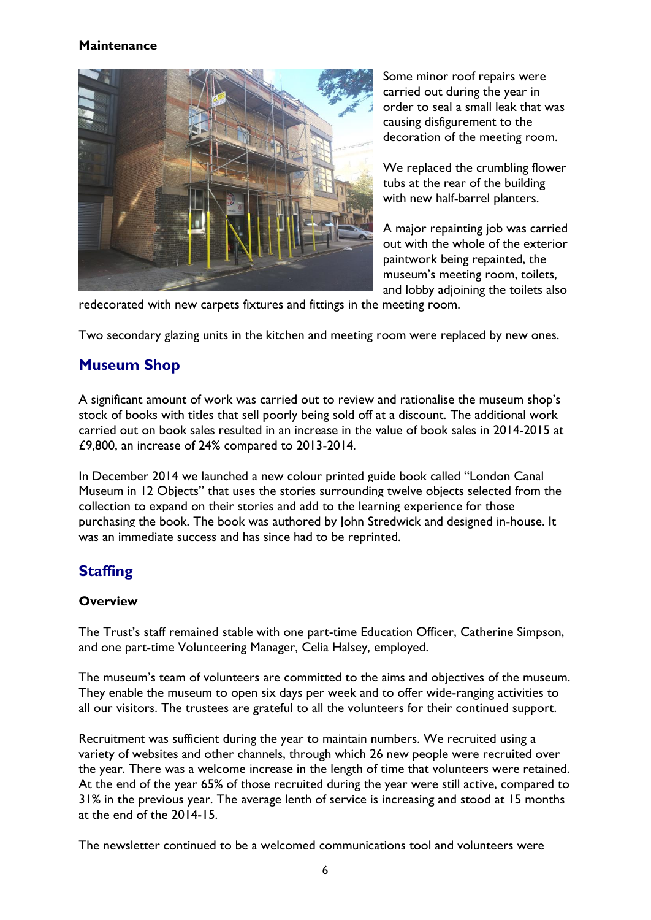**Maintenance**

Some minor roof repairs were carried out during the year in order to seal a small leak that was causing disfigurement to the decoration of the meeting room.

We replaced the crumbling flower tubs at the rear of the building with new half-barrel planters.

A major repainting job was carried out with the whole of the exterior paintwork being repainted, the museum's meeting room, toilets, and lobby adjoining the toilets also redecorated with new carpets fixtures and fittings in the meeting room.

Two secondary glazing units in the kitchen and meeting room were replaced by new ones.

## Museum Shop

A significant amount of work was carried out to review and rationalise the museum shop's stock of books with titles that sell poorly being sold off at a discount. The additional work carried out on book sales resulted in an increase in the value of book sales in 2014-2015 at £9,800, an increase of 24% compared to 2013-2014.

In December 2014 we launched a new colour printed guide book called "London Canal Museum in 12 Objects" that uses the stories surrounding twelve objects selected from the collection to expand on their stories and add to the learning experience for those purchasing the book. The book was authored by John Stredwick and designed in-house. It was an immediate success and has since had to be reprinted.

## Staffing

**Overview**

The Trust's staff remained stable with one part-time Education Officer, Catherine Simpson, and one part-time Volunteering Manager, Celia Halsey, employed.

The museum's team of volunteers are committed to the aims and objectives of the museum. They enable the museum to open six days per week and to offer wide-ranging activities to all our visitors. The trustees are grateful to all the volunteers for their continued support.

Recruitment was sufficient during the year to maintain numbers. We recruited using a variety of websites and other channels, through which 26 new people were recruited over the year. There was a welcome increase in the length of time that volunteers were retained. At the end of the year 65% of those recruited during the year were still active, compared to 31% in the previous year. The average lenth of service is increasing and stood at 15 months at the end of the 2014-15.

The newsletter continued to be a welcomed communications tool and volunteers were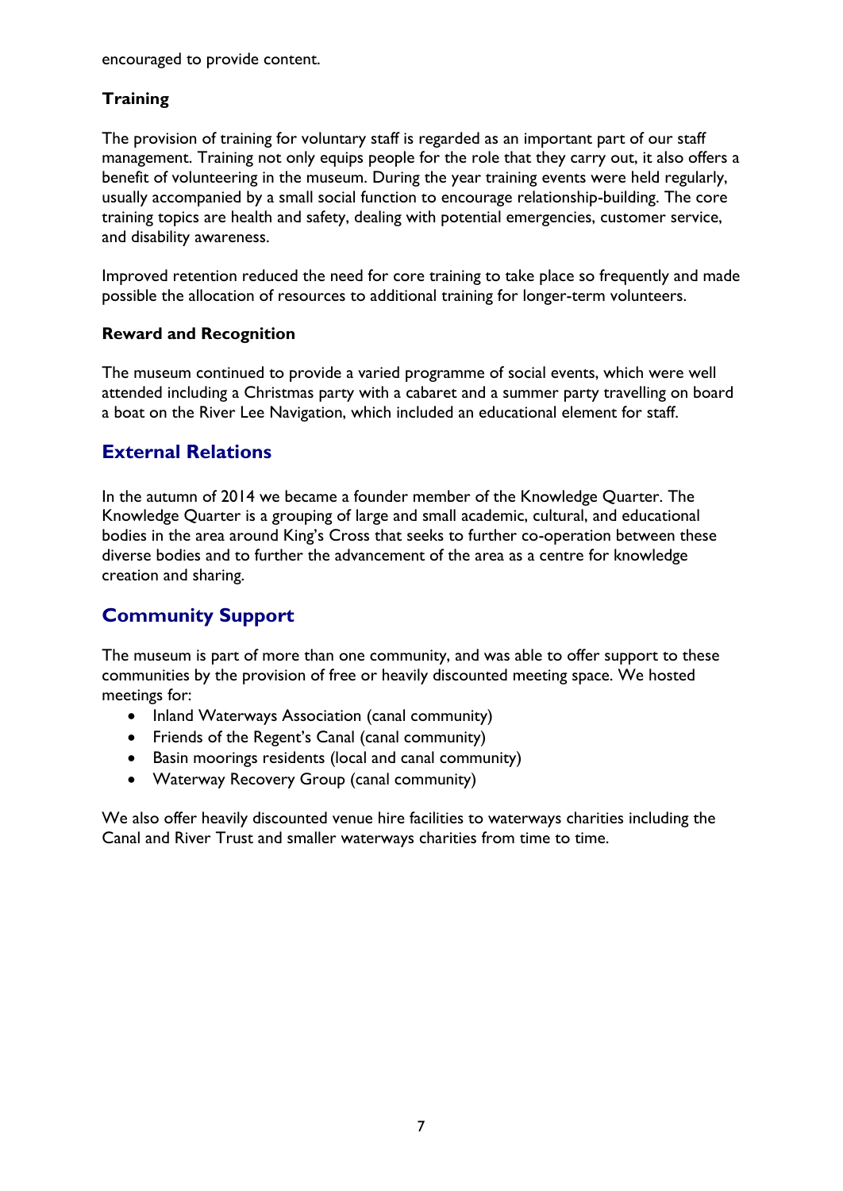encouraged to provide content.

### Training

The provision of training for voluntary staff is regarded as an important part of our staff management. Training not only equips people for the role that they carry out, it also offers a benefit of volunteering in the museum. During the year training events were held regularly, usually accompanied by a small social function to encourage relationship-building. The core training topics are health and safety, dealing with potential emergencies, customer service, and disability awareness.

Improved retention reduced the need for core training to take place so frequently and made possible the allocation of resources to additional training for longer-term volunteers.

### Reward and Recognition

The museum continued to provide a varied programme of social events, which were well attended including a Christmas party with a cabaret and a summer party travelling on board a boat on the River Lee Navigation, which included an educational element for staff.

## External Relations

In the autumn of 2014 we became a founder member of the Knowledge Quarter. The Knowledge Quarter is a grouping of large and small academic, cultural, and educational bodies in the area around King's Cross that seeks to further co-operation between these diverse bodies and to further the advancement of the area as a centre for knowledge creation and sharing.

## Community Support

The museum is part of more than one community, and was able to offer support to these communities by the provision of free or heavily discounted meeting space. We hosted meetings for:

- Inland Waterways Association (canal community)
- Friends of the Regent's Canal (canal community)
- Basin moorings residents (local and canal community)
- Waterway Recovery Group (canal community)

We also offer heavily discounted venue hire facilities to waterways charities including the Canal and River Trust and smaller waterways charities from time to time.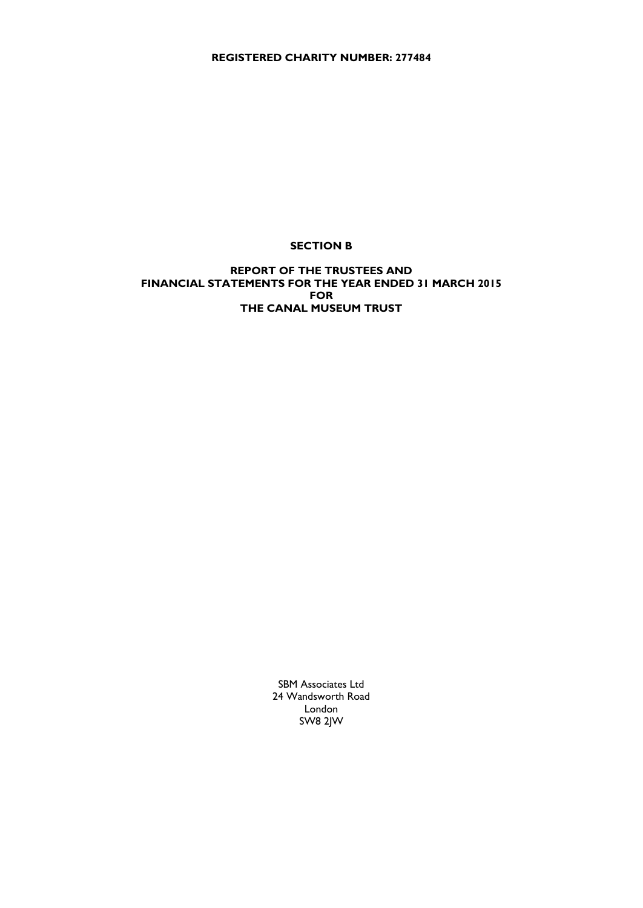**REGISTERED CHARITY NUMBER: 277484**

# SECTION B

## REPORT OF THE TRUSTEES AND FINANCIAL STATEMENTS FOR THE YEAR ENDED 31 MARCH 2015 FOR THE CANAL MUSEUM TRUST

SBM Associates Ltd
24 Wandsworth Road
London
SW8 2JW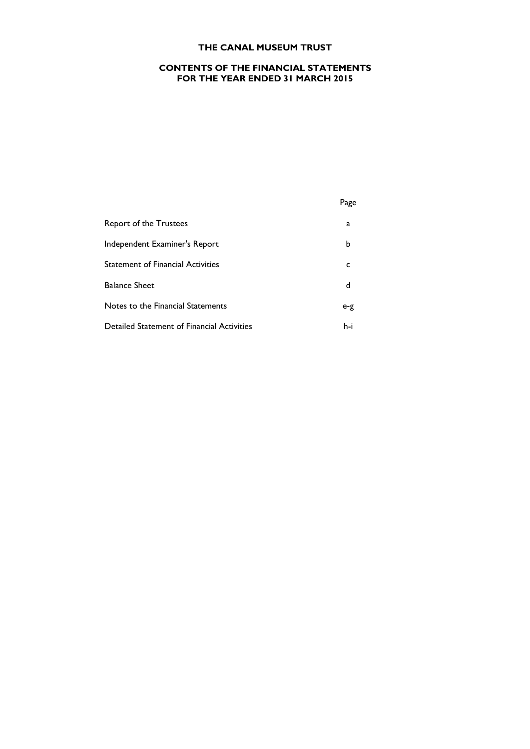# THE CANAL MUSEUM TRUST

## CONTENTS OF THE FINANCIAL STATEMENTS
## FOR THE YEAR ENDED 31 MARCH 2015

| | Page |
|---|---|
| Report of the Trustees | a |
| Independent Examiner's Report | b |
| Statement of Financial Activities | c |
| Balance Sheet | d |
| Notes to the Financial Statements | e-g |
| Detailed Statement of Financial Activities | h-i |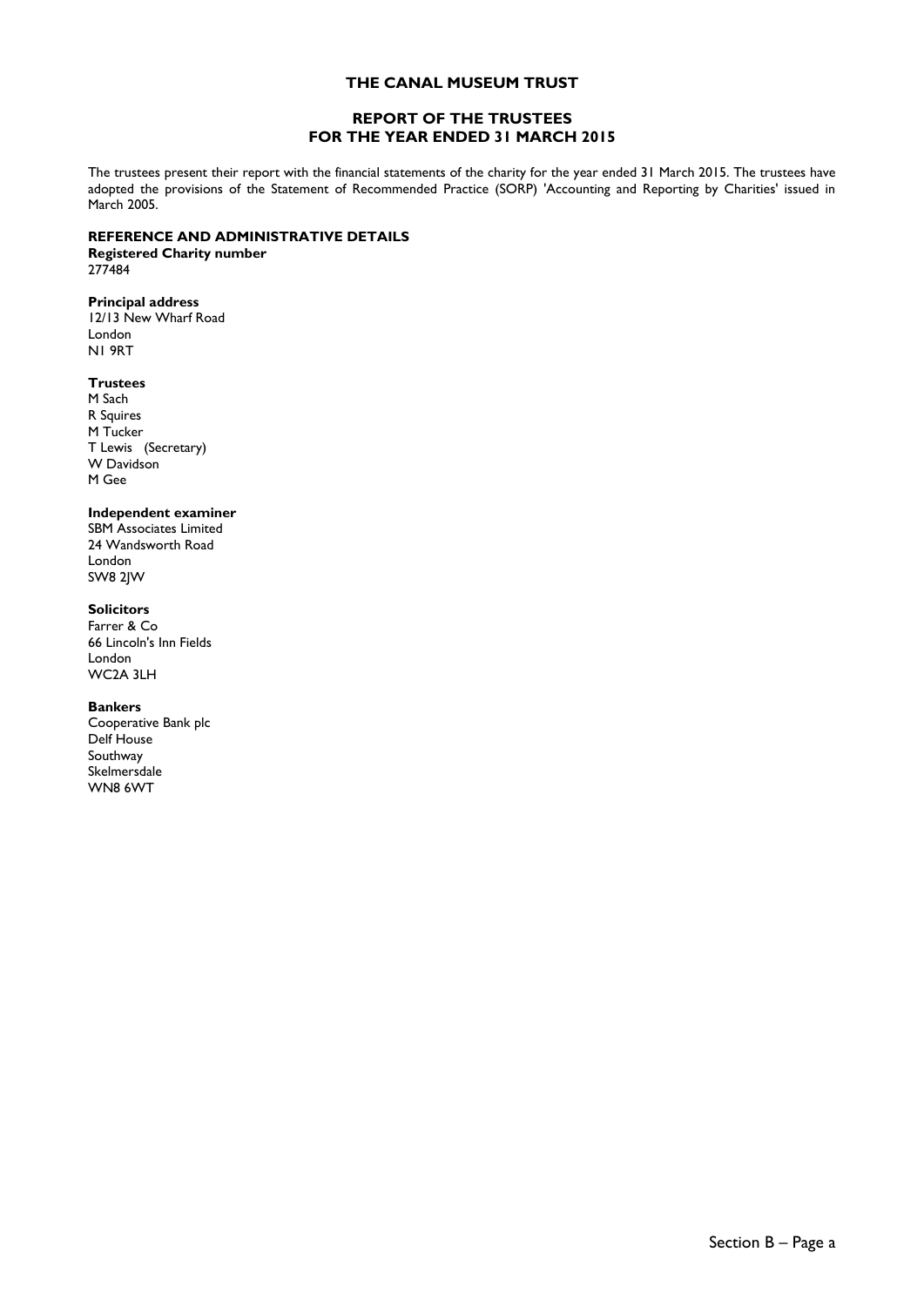# THE CANAL MUSEUM TRUST

## REPORT OF THE TRUSTEES
## FOR THE YEAR ENDED 31 MARCH 2015

The trustees present their report with the financial statements of the charity for the year ended 31 March 2015. The trustees have adopted the provisions of the Statement of Recommended Practice (SORP) 'Accounting and Reporting by Charities' issued in March 2005.

### REFERENCE AND ADMINISTRATIVE DETAILS

**Registered Charity number**
277484

**Principal address**
12/13 New Wharf Road
London
N1 9RT

**Trustees**
M Sach
R Squires
M Tucker
T Lewis (Secretary)
W Davidson
M Gee

**Independent examiner**
SBM Associates Limited
24 Wandsworth Road
London
SW8 2JW

**Solicitors**
Farrer & Co
66 Lincoln's Inn Fields
London
WC2A 3LH

**Bankers**
Cooperative Bank plc
Delf House
Southway
Skelmersdale
WN8 6WT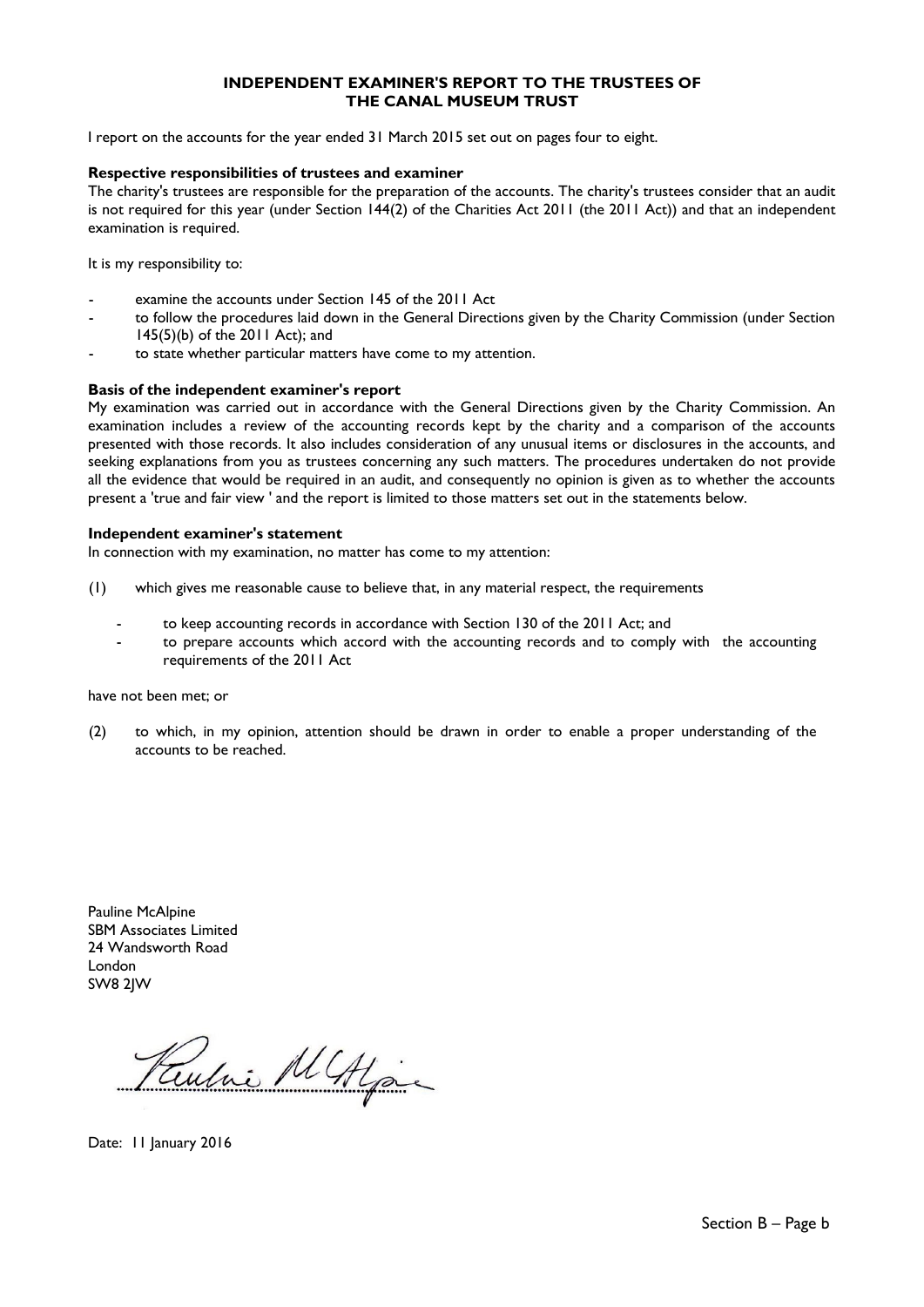# INDEPENDENT EXAMINER'S REPORT TO THE TRUSTEES OF THE CANAL MUSEUM TRUST

I report on the accounts for the year ended 31 March 2015 set out on pages four to eight.

**Respective responsibilities of trustees and examiner**

The charity's trustees are responsible for the preparation of the accounts. The charity's trustees consider that an audit is not required for this year (under Section 144(2) of the Charities Act 2011 (the 2011 Act)) and that an independent examination is required.

It is my responsibility to:

- examine the accounts under Section 145 of the 2011 Act
- to follow the procedures laid down in the General Directions given by the Charity Commission (under Section 145(5)(b) of the 2011 Act); and
- to state whether particular matters have come to my attention.

**Basis of the independent examiner's report**

My examination was carried out in accordance with the General Directions given by the Charity Commission. An examination includes a review of the accounting records kept by the charity and a comparison of the accounts presented with those records. It also includes consideration of any unusual items or disclosures in the accounts, and seeking explanations from you as trustees concerning any such matters. The procedures undertaken do not provide all the evidence that would be required in an audit, and consequently no opinion is given as to whether the accounts present a 'true and fair view ' and the report is limited to those matters set out in the statements below.

**Independent examiner's statement**

In connection with my examination, no matter has come to my attention:

(1) which gives me reasonable cause to believe that, in any material respect, the requirements

- to keep accounting records in accordance with Section 130 of the 2011 Act; and
- to prepare accounts which accord with the accounting records and to comply with the accounting requirements of the 2011 Act

have not been met; or

(2) to which, in my opinion, attention should be drawn in order to enable a proper understanding of the accounts to be reached.

Pauline McAlpine
SBM Associates Limited
24 Wandsworth Road
London
SW8 2JW

Date: 11 January 2016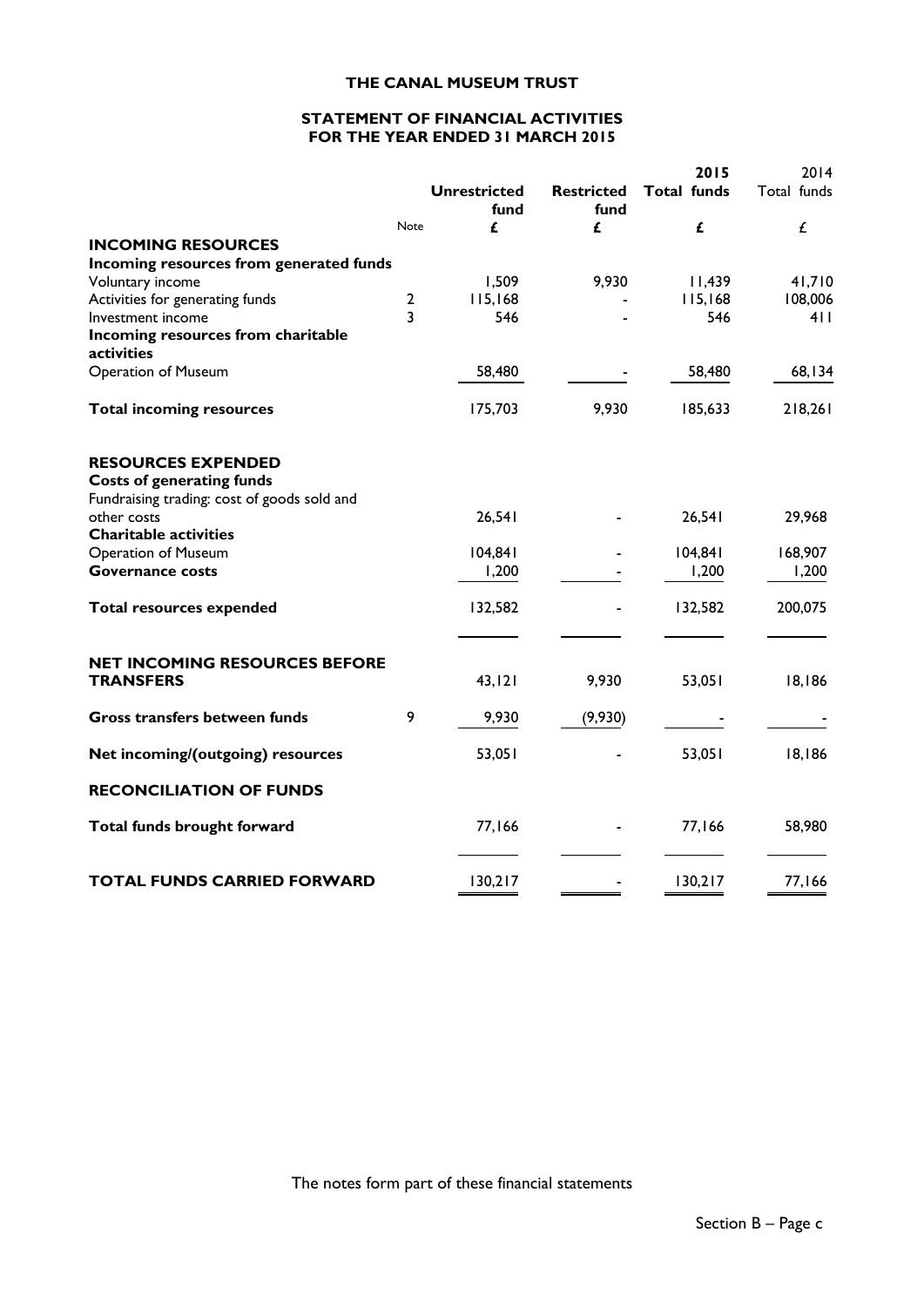**THE CANAL MUSEUM TRUST**

**STATEMENT OF FINANCIAL ACTIVITIES**
**FOR THE YEAR ENDED 31 MARCH 2015**

| | Note | Unrestricted fund | Restricted fund | 2015 Total funds | 2014 Total funds |
|---|---|---|---|---|---|
| | | £ | £ | £ | £ |
| **INCOMING RESOURCES** | | | | | |
| **Incoming resources from generated funds** | | | | | |
| Voluntary income | | 1,509 | 9,930 | 11,439 | 41,710 |
| Activities for generating funds | 2 | 115,168 | - | 115,168 | 108,006 |
| Investment income | 3 | 546 | - | 546 | 411 |
| **Incoming resources from charitable activities** | | | | | |
| Operation of Museum | | 58,480 | - | 58,480 | 68,134 |
| **Total incoming resources** | | 175,703 | 9,930 | 185,633 | 218,261 |
| **RESOURCES EXPENDED** | | | | | |
| **Costs of generating funds** | | | | | |
| Fundraising trading: cost of goods sold and other costs | | 26,541 | - | 26,541 | 29,968 |
| **Charitable activities** | | | | | |
| Operation of Museum | | 104,841 | - | 104,841 | 168,907 |
| **Governance costs** | | 1,200 | - | 1,200 | 1,200 |
| **Total resources expended** | | 132,582 | - | 132,582 | 200,075 |
| **NET INCOMING RESOURCES BEFORE TRANSFERS** | | 43,121 | 9,930 | 53,051 | 18,186 |
| **Gross transfers between funds** | 9 | 9,930 | (9,930) | - | - |
| **Net incoming/(outgoing) resources** | | 53,051 | - | 53,051 | 18,186 |
| **RECONCILIATION OF FUNDS** | | | | | |
| **Total funds brought forward** | | 77,166 | - | 77,166 | 58,980 |
| **TOTAL FUNDS CARRIED FORWARD** | | 130,217 | - | 130,217 | 77,166 |

The notes form part of these financial statements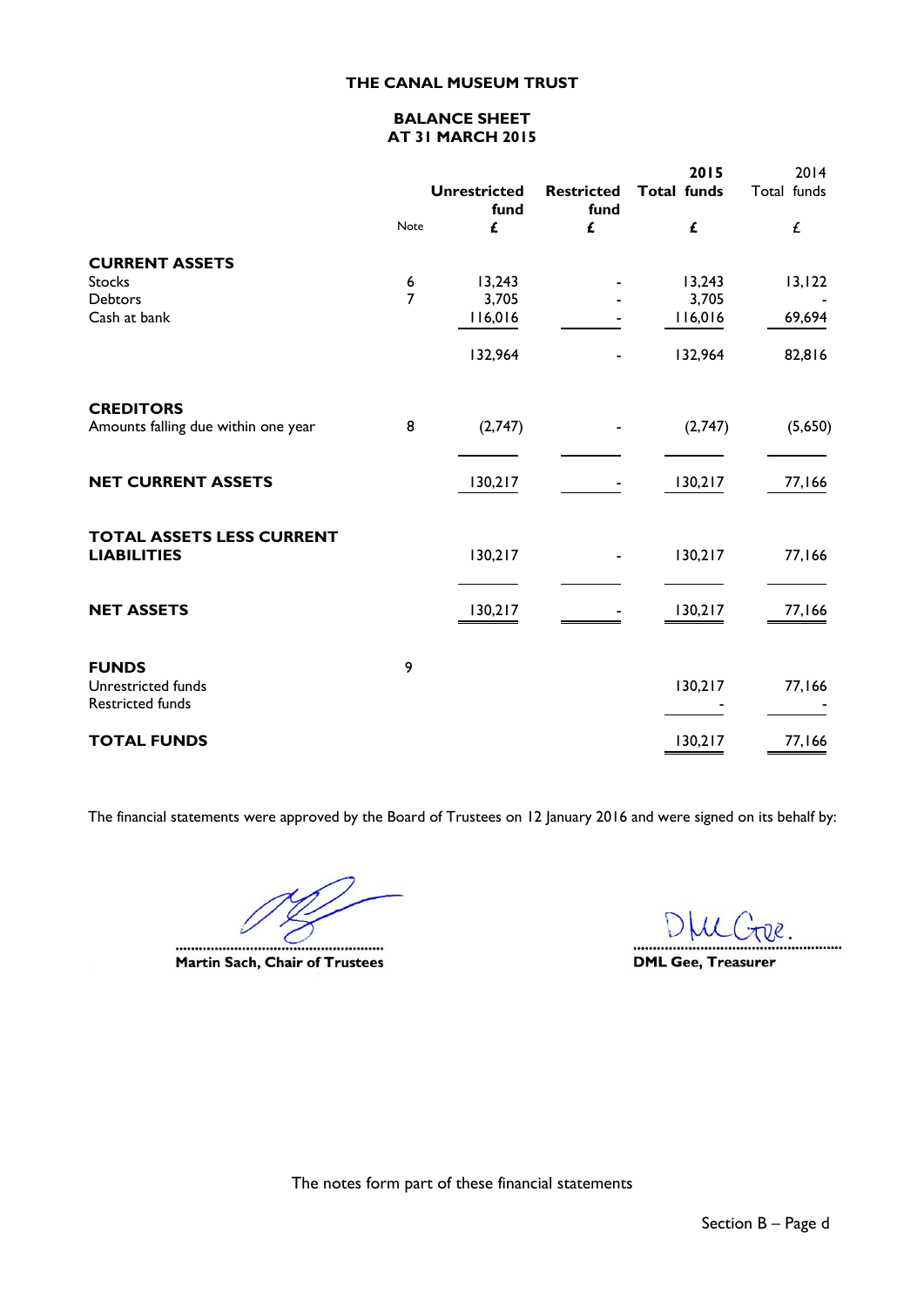# THE CANAL MUSEUM TRUST

## BALANCE SHEET
## AT 31 MARCH 2015

| | Note | Unrestricted fund £ | Restricted fund £ | 2015 Total funds £ | 2014 Total funds £ |
|---|---|---|---|---|---|
| **CURRENT ASSETS** | | | | | |
| Stocks | 6 | 13,243 | - | 13,243 | 13,122 |
| Debtors | 7 | 3,705 | - | 3,705 | - |
| Cash at bank | | 116,016 | - | 116,016 | 69,694 |
| | | 132,964 | - | 132,964 | 82,816 |
| **CREDITORS** | | | | | |
| Amounts falling due within one year | 8 | (2,747) | - | (2,747) | (5,650) |
| **NET CURRENT ASSETS** | | 130,217 | - | 130,217 | 77,166 |
| **TOTAL ASSETS LESS CURRENT LIABILITIES** | | 130,217 | - | 130,217 | 77,166 |
| **NET ASSETS** | | 130,217 | - | 130,217 | 77,166 |
| **FUNDS** | 9 | | | | |
| Unrestricted funds | | | | 130,217 | 77,166 |
| Restricted funds | | | | - | - |
| **TOTAL FUNDS** | | | | 130,217 | 77,166 |

The financial statements were approved by the Board of Trustees on 12 January 2016 and were signed on its behalf by:

**Martin Sach, Chair of Trustees**

**DML Gee, Treasurer**

The notes form part of these financial statements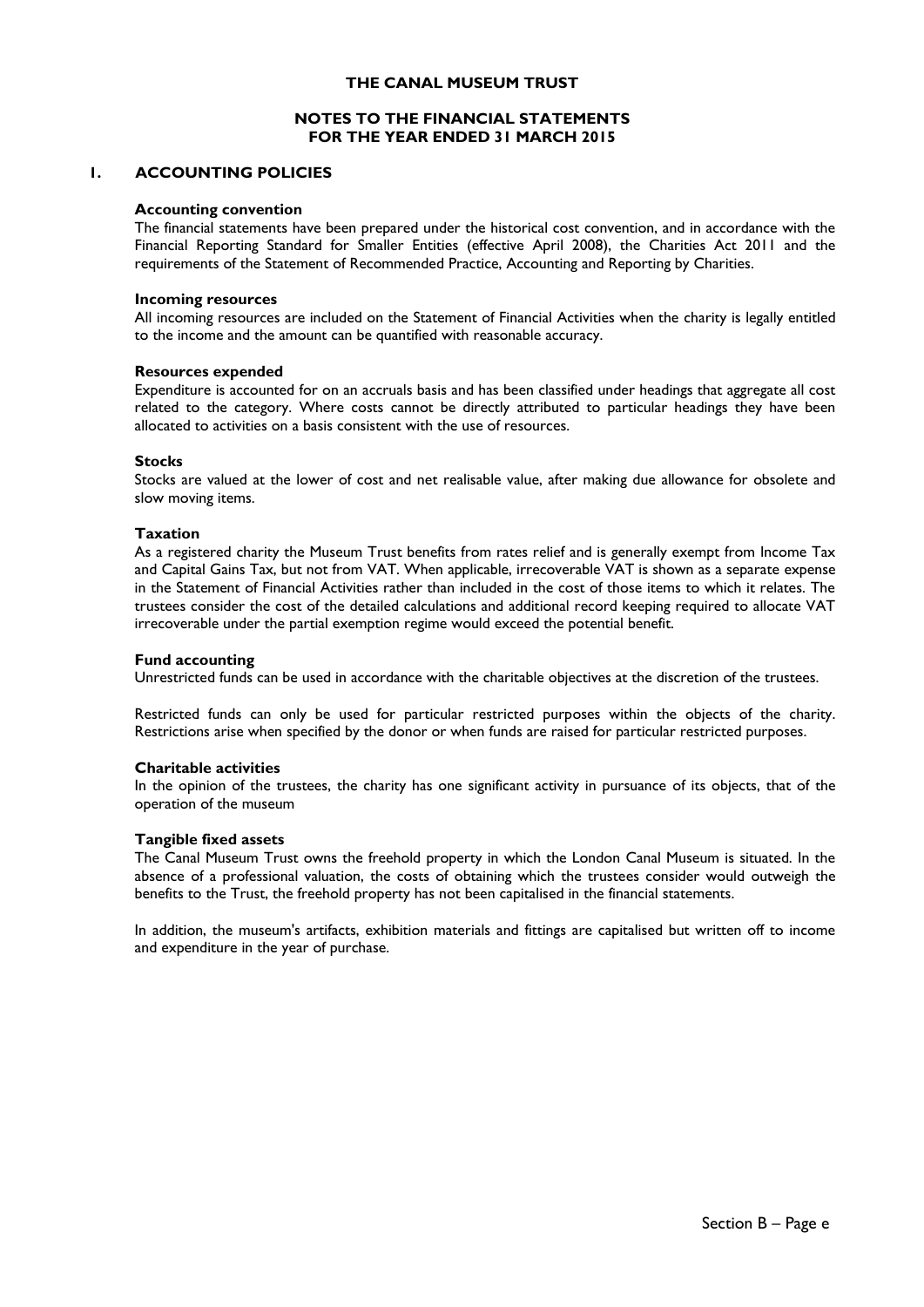# THE CANAL MUSEUM TRUST

## NOTES TO THE FINANCIAL STATEMENTS FOR THE YEAR ENDED 31 MARCH 2015

## 1. ACCOUNTING POLICIES

### Accounting convention

The financial statements have been prepared under the historical cost convention, and in accordance with the Financial Reporting Standard for Smaller Entities (effective April 2008), the Charities Act 2011 and the requirements of the Statement of Recommended Practice, Accounting and Reporting by Charities.

### Incoming resources

All incoming resources are included on the Statement of Financial Activities when the charity is legally entitled to the income and the amount can be quantified with reasonable accuracy.

### Resources expended

Expenditure is accounted for on an accruals basis and has been classified under headings that aggregate all cost related to the category. Where costs cannot be directly attributed to particular headings they have been allocated to activities on a basis consistent with the use of resources.

### Stocks

Stocks are valued at the lower of cost and net realisable value, after making due allowance for obsolete and slow moving items.

### Taxation

As a registered charity the Museum Trust benefits from rates relief and is generally exempt from Income Tax and Capital Gains Tax, but not from VAT. When applicable, irrecoverable VAT is shown as a separate expense in the Statement of Financial Activities rather than included in the cost of those items to which it relates. The trustees consider the cost of the detailed calculations and additional record keeping required to allocate VAT irrecoverable under the partial exemption regime would exceed the potential benefit.

### Fund accounting

Unrestricted funds can be used in accordance with the charitable objectives at the discretion of the trustees.

Restricted funds can only be used for particular restricted purposes within the objects of the charity. Restrictions arise when specified by the donor or when funds are raised for particular restricted purposes.

### Charitable activities

In the opinion of the trustees, the charity has one significant activity in pursuance of its objects, that of the operation of the museum

### Tangible fixed assets

The Canal Museum Trust owns the freehold property in which the London Canal Museum is situated. In the absence of a professional valuation, the costs of obtaining which the trustees consider would outweigh the benefits to the Trust, the freehold property has not been capitalised in the financial statements.

In addition, the museum's artifacts, exhibition materials and fittings are capitalised but written off to income and expenditure in the year of purchase.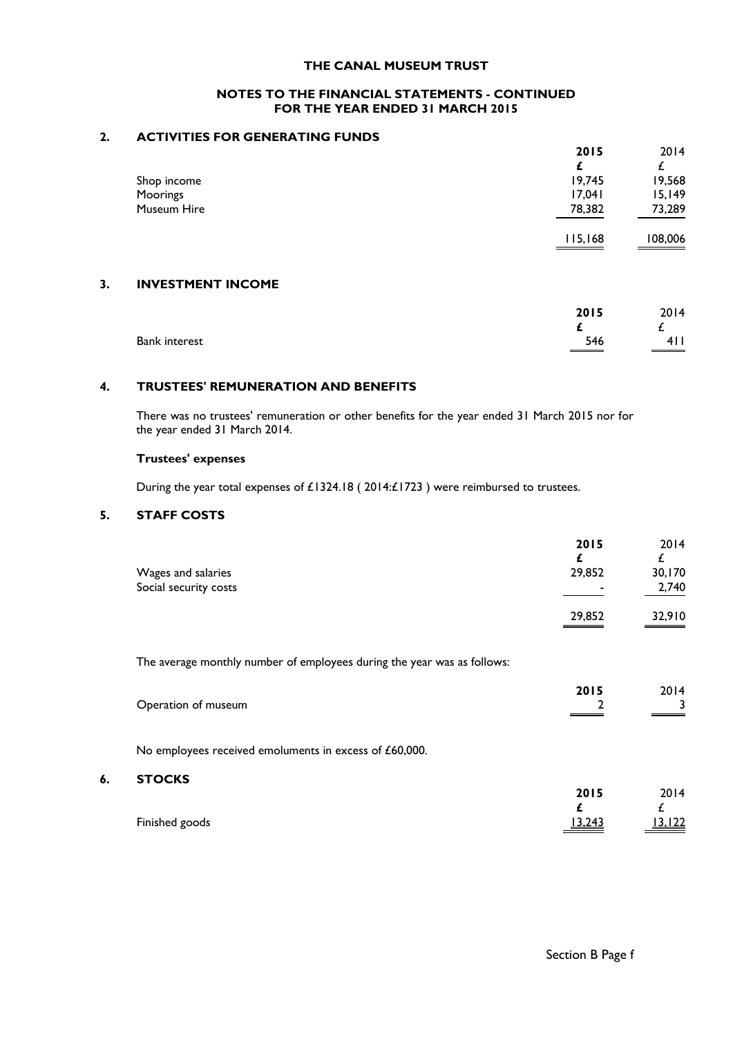# THE CANAL MUSEUM TRUST

## NOTES TO THE FINANCIAL STATEMENTS - CONTINUED
## FOR THE YEAR ENDED 31 MARCH 2015

### 2. ACTIVITIES FOR GENERATING FUNDS

| | 2015 | 2014 |
|---|---|---|
| | £ | £ |
| Shop income | 19,745 | 19,568 |
| Moorings | 17,041 | 15,149 |
| Museum Hire | 78,382 | 73,289 |
| | 115,168 | 108,006 |

### 3. INVESTMENT INCOME

| | 2015 | 2014 |
|---|---|---|
| | £ | £ |
| Bank interest | 546 | 411 |

### 4. TRUSTEES' REMUNERATION AND BENEFITS

There was no trustees' remuneration or other benefits for the year ended 31 March 2015 nor for the year ended 31 March 2014.

**Trustees' expenses**

During the year total expenses of £1324.18 ( 2014:£1723 ) were reimbursed to trustees.

### 5. STAFF COSTS

| | 2015 | 2014 |
|---|---|---|
| | £ | £ |
| Wages and salaries | 29,852 | 30,170 |
| Social security costs | - | 2,740 |
| | 29,852 | 32,910 |

The average monthly number of employees during the year was as follows:

| | 2015 | 2014 |
|---|---|---|
| Operation of museum | 2 | 3 |

No employees received emoluments in excess of £60,000.

### 6. STOCKS

| | 2015 | 2014 |
|---|---|---|
| | £ | £ |
| Finished goods | 13,243 | 13,122 |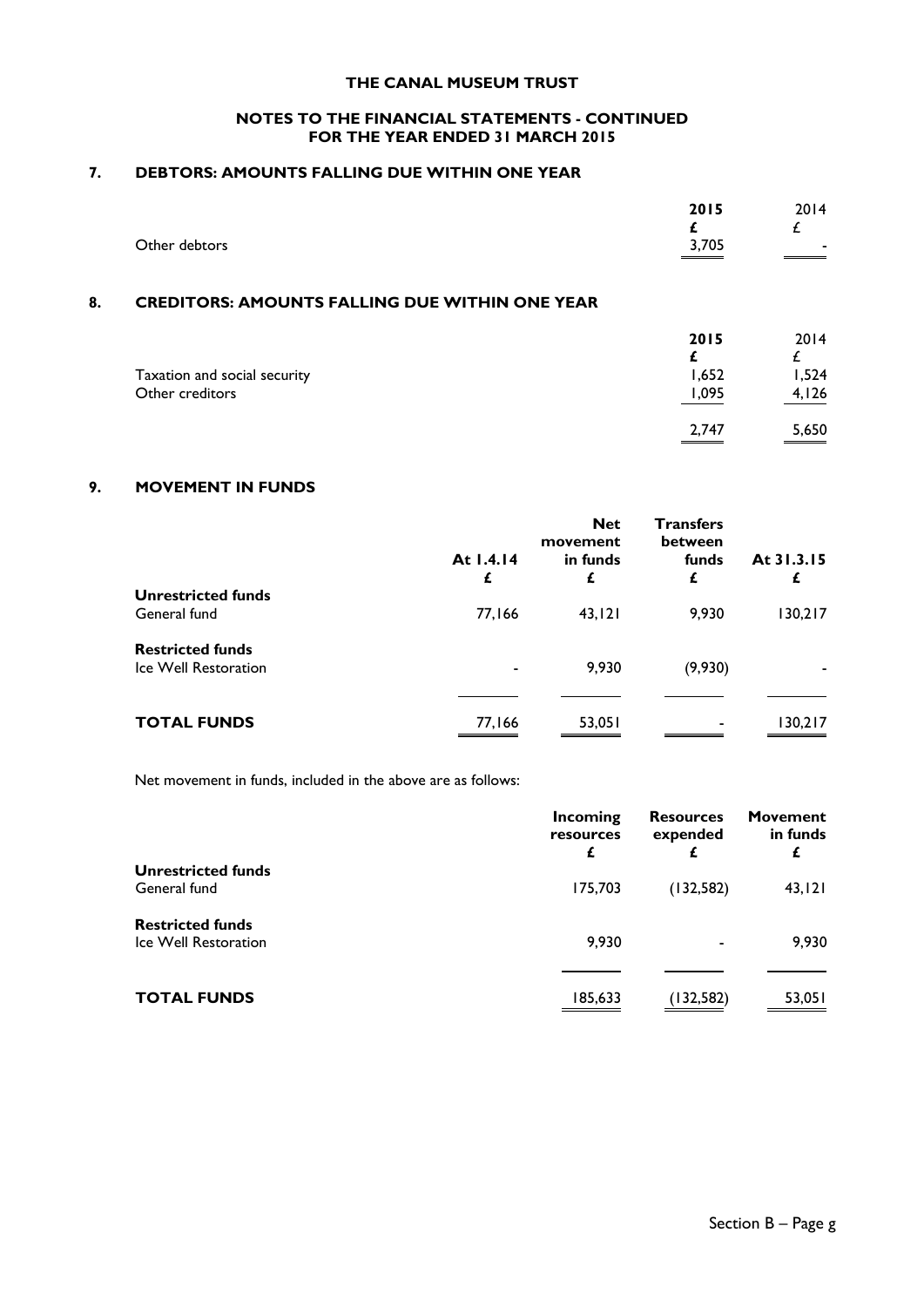**THE CANAL MUSEUM TRUST**

**NOTES TO THE FINANCIAL STATEMENTS - CONTINUED**
**FOR THE YEAR ENDED 31 MARCH 2015**

## 7. DEBTORS: AMOUNTS FALLING DUE WITHIN ONE YEAR

| | 2015 | 2014 |
|---|---|---|
| | £ | £ |
| Other debtors | 3,705 | - |

## 8. CREDITORS: AMOUNTS FALLING DUE WITHIN ONE YEAR

| | 2015 | 2014 |
|---|---|---|
| | £ | £ |
| Taxation and social security | 1,652 | 1,524 |
| Other creditors | 1,095 | 4,126 |
| | 2,747 | 5,650 |

## 9. MOVEMENT IN FUNDS

| | At 1.4.14 | Net movement in funds | Transfers between funds | At 31.3.15 |
|---|---|---|---|---|
| | £ | £ | £ | £ |
| **Unrestricted funds** | | | | |
| General fund | 77,166 | 43,121 | 9,930 | 130,217 |
| **Restricted funds** | | | | |
| Ice Well Restoration | - | 9,930 | (9,930) | - |
| **TOTAL FUNDS** | 77,166 | 53,051 | - | 130,217 |

Net movement in funds, included in the above are as follows:

| | Incoming resources | Resources expended | Movement in funds |
|---|---|---|---|
| | £ | £ | £ |
| **Unrestricted funds** | | | |
| General fund | 175,703 | (132,582) | 43,121 |
| **Restricted funds** | | | |
| Ice Well Restoration | 9,930 | - | 9,930 |
| **TOTAL FUNDS** | 185,633 | (132,582) | 53,051 |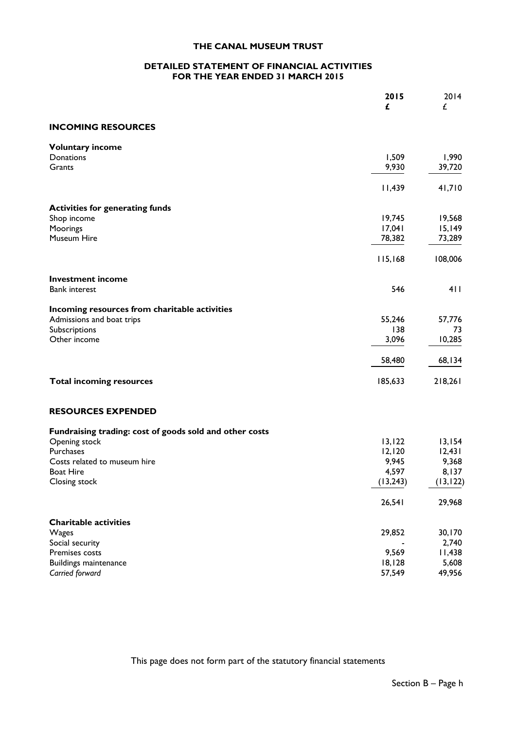# THE CANAL MUSEUM TRUST

## DETAILED STATEMENT OF FINANCIAL ACTIVITIES FOR THE YEAR ENDED 31 MARCH 2015

| | **2015** | 2014 |
|---|---|---|
| | **£** | £ |
| **INCOMING RESOURCES** | | |
| **Voluntary income** | | |
| Donations | 1,509 | 1,990 |
| Grants | 9,930 | 39,720 |
| | 11,439 | 41,710 |
| **Activities for generating funds** | | |
| Shop income | 19,745 | 19,568 |
| Moorings | 17,041 | 15,149 |
| Museum Hire | 78,382 | 73,289 |
| | 115,168 | 108,006 |
| **Investment income** | | |
| Bank interest | 546 | 411 |
| **Incoming resources from charitable activities** | | |
| Admissions and boat trips | 55,246 | 57,776 |
| Subscriptions | 138 | 73 |
| Other income | 3,096 | 10,285 |
| | 58,480 | 68,134 |
| **Total incoming resources** | 185,633 | 218,261 |
| **RESOURCES EXPENDED** | | |
| **Fundraising trading: cost of goods sold and other costs** | | |
| Opening stock | 13,122 | 13,154 |
| Purchases | 12,120 | 12,431 |
| Costs related to museum hire | 9,945 | 9,368 |
| Boat Hire | 4,597 | 8,137 |
| Closing stock | (13,243) | (13,122) |
| | 26,541 | 29,968 |
| **Charitable activities** | | |
| Wages | 29,852 | 30,170 |
| Social security | - | 2,740 |
| Premises costs | 9,569 | 11,438 |
| Buildings maintenance | 18,128 | 5,608 |
| *Carried forward* | 57,549 | 49,956 |

This page does not form part of the statutory financial statements

Section B – Page h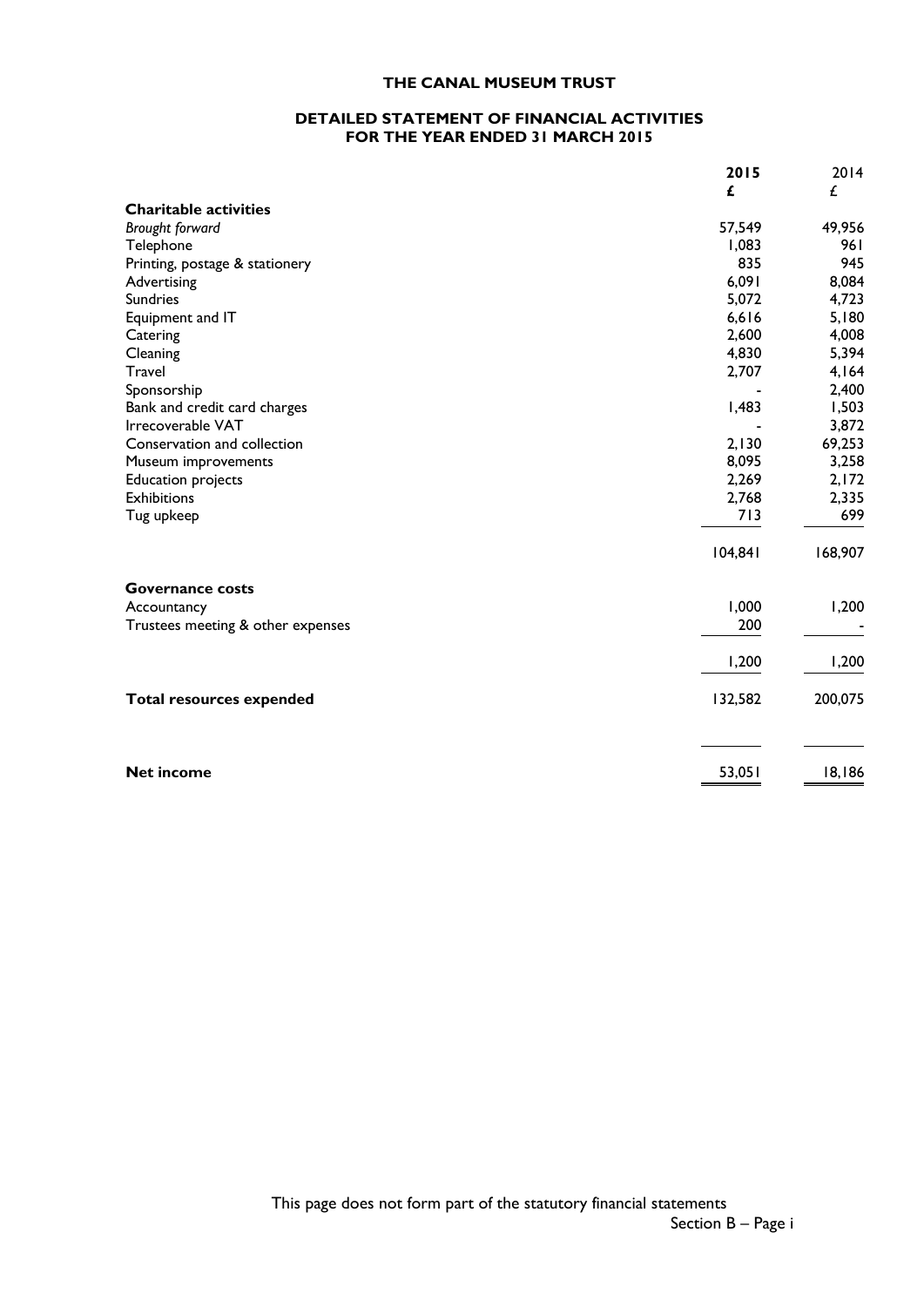# THE CANAL MUSEUM TRUST

## DETAILED STATEMENT OF FINANCIAL ACTIVITIES FOR THE YEAR ENDED 31 MARCH 2015

| | **2015** | 2014 |
|---|---|---|
| | **£** | £ |
| **Charitable activities** | | |
| *Brought forward* | 57,549 | 49,956 |
| Telephone | 1,083 | 961 |
| Printing, postage & stationery | 835 | 945 |
| Advertising | 6,091 | 8,084 |
| Sundries | 5,072 | 4,723 |
| Equipment and IT | 6,616 | 5,180 |
| Catering | 2,600 | 4,008 |
| Cleaning | 4,830 | 5,394 |
| Travel | 2,707 | 4,164 |
| Sponsorship | - | 2,400 |
| Bank and credit card charges | 1,483 | 1,503 |
| Irrecoverable VAT | - | 3,872 |
| Conservation and collection | 2,130 | 69,253 |
| Museum improvements | 8,095 | 3,258 |
| Education projects | 2,269 | 2,172 |
| Exhibitions | 2,768 | 2,335 |
| Tug upkeep | 713 | 699 |
| | 104,841 | 168,907 |
| **Governance costs** | | |
| Accountancy | 1,000 | 1,200 |
| Trustees meeting & other expenses | 200 | - |
| | 1,200 | 1,200 |
| **Total resources expended** | 132,582 | 200,075 |
| **Net income** | 53,051 | 18,186 |

This page does not form part of the statutory financial statements

Section B – Page i